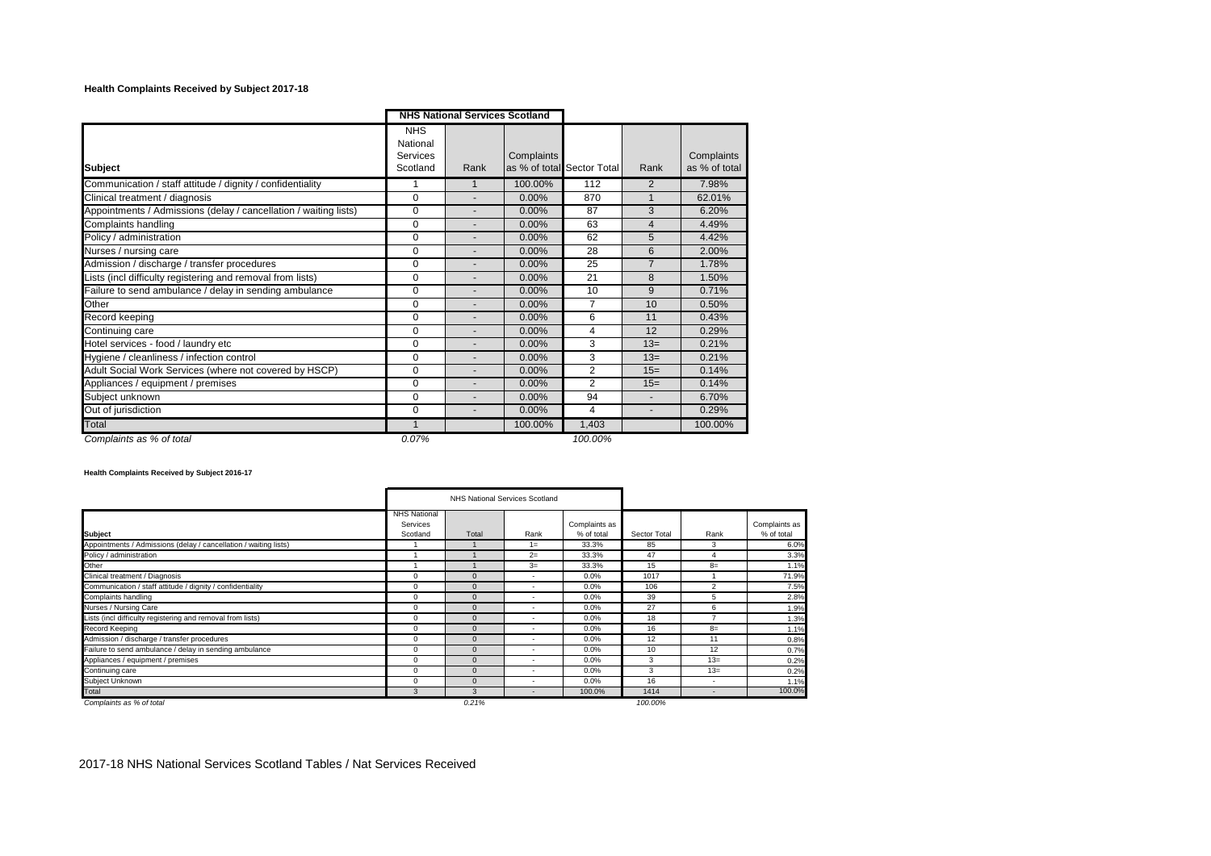**Health Complaints Received by Subject 2017-18**

| | NHS National Services Scotland | | | | | |
|---|---|---|---|---|---|---|
| **Subject** | NHS National Services Scotland | Rank | Complaints as % of total | Sector Total | Rank | Complaints as % of total |
| Communication / staff attitude / dignity / confidentiality | 1 | 1 | 100.00% | 112 | 2 | 7.98% |
| Clinical treatment / diagnosis | 0 | - | 0.00% | 870 | 1 | 62.01% |
| Appointments / Admissions (delay / cancellation / waiting lists) | 0 | - | 0.00% | 87 | 3 | 6.20% |
| Complaints handling | 0 | - | 0.00% | 63 | 4 | 4.49% |
| Policy / administration | 0 | - | 0.00% | 62 | 5 | 4.42% |
| Nurses / nursing care | 0 | - | 0.00% | 28 | 6 | 2.00% |
| Admission / discharge / transfer procedures | 0 | - | 0.00% | 25 | 7 | 1.78% |
| Lists (incl difficulty registering and removal from lists) | 0 | - | 0.00% | 21 | 8 | 1.50% |
| Failure to send ambulance / delay in sending ambulance | 0 | - | 0.00% | 10 | 9 | 0.71% |
| Other | 0 | - | 0.00% | 7 | 10 | 0.50% |
| Record keeping | 0 | - | 0.00% | 6 | 11 | 0.43% |
| Continuing care | 0 | - | 0.00% | 4 | 12 | 0.29% |
| Hotel services - food / laundry etc | 0 | - | 0.00% | 3 | 13= | 0.21% |
| Hygiene / cleanliness / infection control | 0 | - | 0.00% | 3 | 13= | 0.21% |
| Adult Social Work Services (where not covered by HSCP) | 0 | - | 0.00% | 2 | 15= | 0.14% |
| Appliances / equipment / premises | 0 | - | 0.00% | 2 | 15= | 0.14% |
| Subject unknown | 0 | - | 0.00% | 94 | - | 6.70% |
| Out of jurisdiction | 0 | - | 0.00% | 4 | - | 0.29% |
| Total | 1 | | 100.00% | 1,403 | | 100.00% |
| *Complaints as % of total* | *0.07%* | | | *100.00%* | | |

**Health Complaints Received by Subject 2016-17**

| | NHS National Services Scotland | | | | | | |
|---|---|---|---|---|---|---|---|
| **Subject** | NHS National Services Scotland | Total | Rank | Complaints as % of total | Sector Total | Rank | Complaints as % of total |
| Appointments / Admissions (delay / cancellation / waiting lists) | 1 | 1 | 1= | 33.3% | 85 | 3 | 6.0% |
| Policy / administration | 1 | 1 | 2= | 33.3% | 47 | 4 | 3.3% |
| Other | 1 | 1 | 3= | 33.3% | 15 | 8= | 1.1% |
| Clinical treatment / Diagnosis | 0 | 0 | - | 0.0% | 1017 | 1 | 71.9% |
| Communication / staff attitude / dignity / confidentiality | 0 | 0 | - | 0.0% | 106 | 2 | 7.5% |
| Complaints handling | 0 | 0 | - | 0.0% | 39 | 5 | 2.8% |
| Nurses / Nursing Care | 0 | 0 | - | 0.0% | 27 | 6 | 1.9% |
| Lists (incl difficulty registering and removal from lists) | 0 | 0 | - | 0.0% | 18 | 7 | 1.3% |
| Record Keeping | 0 | 0 | - | 0.0% | 16 | 8= | 1.1% |
| Admission / discharge / transfer procedures | 0 | 0 | - | 0.0% | 12 | 11 | 0.8% |
| Failure to send ambulance / delay in sending ambulance | 0 | 0 | - | 0.0% | 10 | 12 | 0.7% |
| Appliances / equipment / premises | 0 | 0 | - | 0.0% | 3 | 13= | 0.2% |
| Continuing care | 0 | 0 | - | 0.0% | 3 | 13= | 0.2% |
| Subject Unknown | 0 | 0 | - | 0.0% | 16 | - | 1.1% |
| Total | 3 | 3 | - | 100.0% | 1414 | - | 100.0% |
| *Complaints as % of total* | | *0.21%* | | | *100.00%* | | |

2017-18 NHS National Services Scotland Tables / Nat Services Received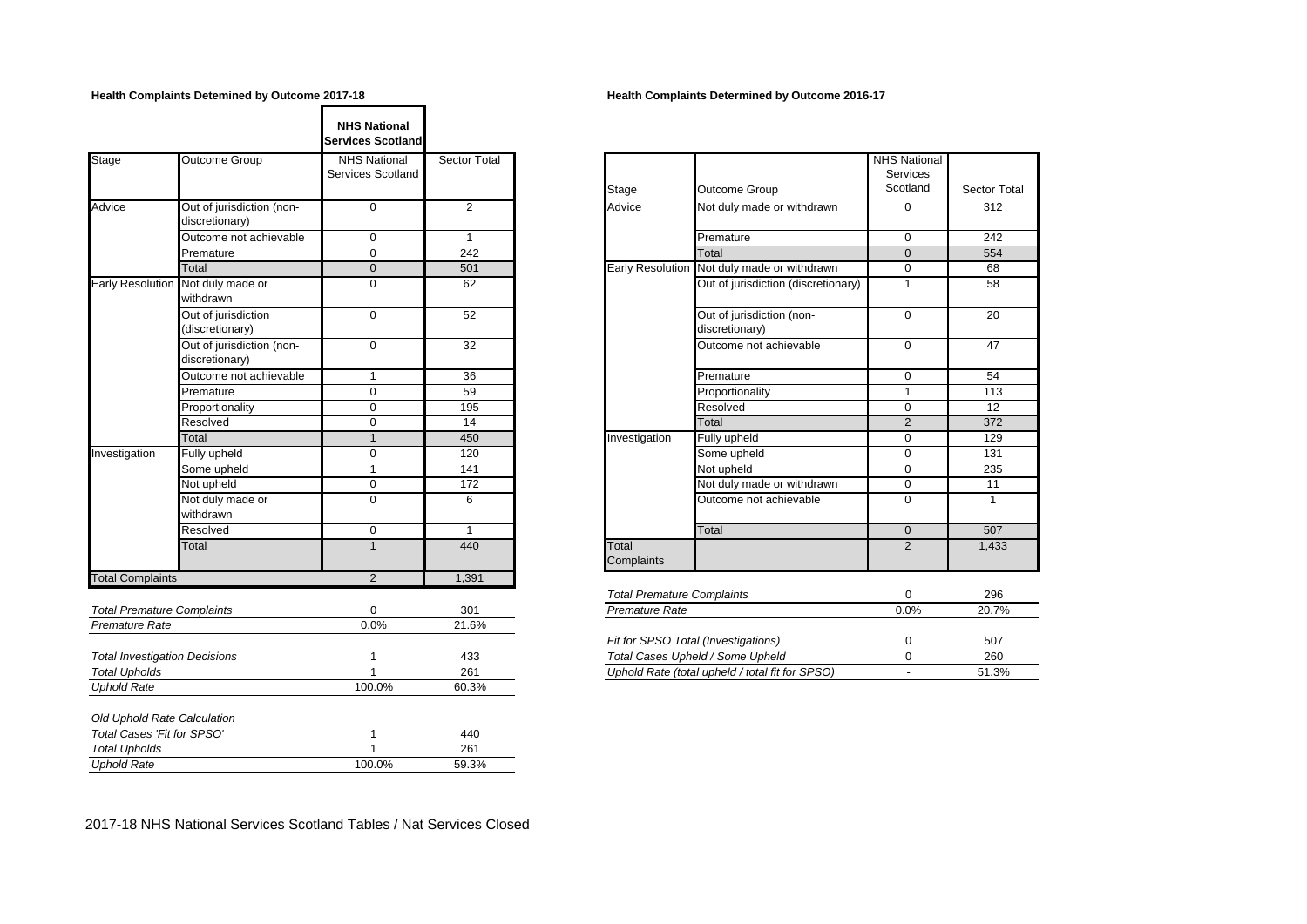**Health Complaints Detemined by Outcome 2017-18**

| Stage | Outcome Group | NHS National Services Scotland | Sector Total |
|---|---|---|---|
| Advice | Out of jurisdiction (non-discretionary) | 0 | 2 |
| | Outcome not achievable | 0 | 1 |
| | Premature | 0 | 242 |
| | Total | 0 | 501 |
| Early Resolution | Not duly made or withdrawn | 0 | 62 |
| | Out of jurisdiction (discretionary) | 0 | 52 |
| | Out of jurisdiction (non-discretionary) | 0 | 32 |
| | Outcome not achievable | 1 | 36 |
| | Premature | 0 | 59 |
| | Proportionality | 0 | 195 |
| | Resolved | 0 | 14 |
| | Total | 1 | 450 |
| Investigation | Fully upheld | 0 | 120 |
| | Some upheld | 1 | 141 |
| | Not upheld | 0 | 172 |
| | Not duly made or withdrawn | 0 | 6 |
| | Resolved | 0 | 1 |
| | Total | 1 | 440 |
| Total Complaints | | 2 | 1,391 |

| | NHS National Services Scotland | Sector Total |
|---|---|---|
| *Total Premature Complaints* | 0 | 301 |
| *Premature Rate* | 0.0% | 21.6% |
| *Total Investigation Decisions* | 1 | 433 |
| *Total Upholds* | 1 | 261 |
| *Uphold Rate* | 100.0% | 60.3% |
| *Old Uphold Rate Calculation* | | |
| *Total Cases 'Fit for SPSO'* | 1 | 440 |
| *Total Upholds* | 1 | 261 |
| *Uphold Rate* | 100.0% | 59.3% |

**Health Complaints Determined by Outcome 2016-17**

| Stage | Outcome Group | NHS National Services Scotland | Sector Total |
|---|---|---|---|
| Advice | Not duly made or withdrawn | 0 | 312 |
| | Premature | 0 | 242 |
| | Total | 0 | 554 |
| Early Resolution | Not duly made or withdrawn | 0 | 68 |
| | Out of jurisdiction (discretionary) | 1 | 58 |
| | Out of jurisdiction (non-discretionary) | 0 | 20 |
| | Outcome not achievable | 0 | 47 |
| | Premature | 0 | 54 |
| | Proportionality | 1 | 113 |
| | Resolved | 0 | 12 |
| | Total | 2 | 372 |
| Investigation | Fully upheld | 0 | 129 |
| | Some upheld | 0 | 131 |
| | Not upheld | 0 | 235 |
| | Not duly made or withdrawn | 0 | 11 |
| | Outcome not achievable | 0 | 1 |
| | Total | 0 | 507 |
| Total Complaints | | 2 | 1,433 |

| | NHS National Services Scotland | Sector Total |
|---|---|---|
| *Total Premature Complaints* | 0 | 296 |
| *Premature Rate* | 0.0% | 20.7% |
| *Fit for SPSO Total (Investigations)* | 0 | 507 |
| *Total Cases Upheld / Some Upheld* | 0 | 260 |
| *Uphold Rate (total upheld / total fit for SPSO)* | - | 51.3% |

2017-18 NHS National Services Scotland Tables / Nat Services Closed